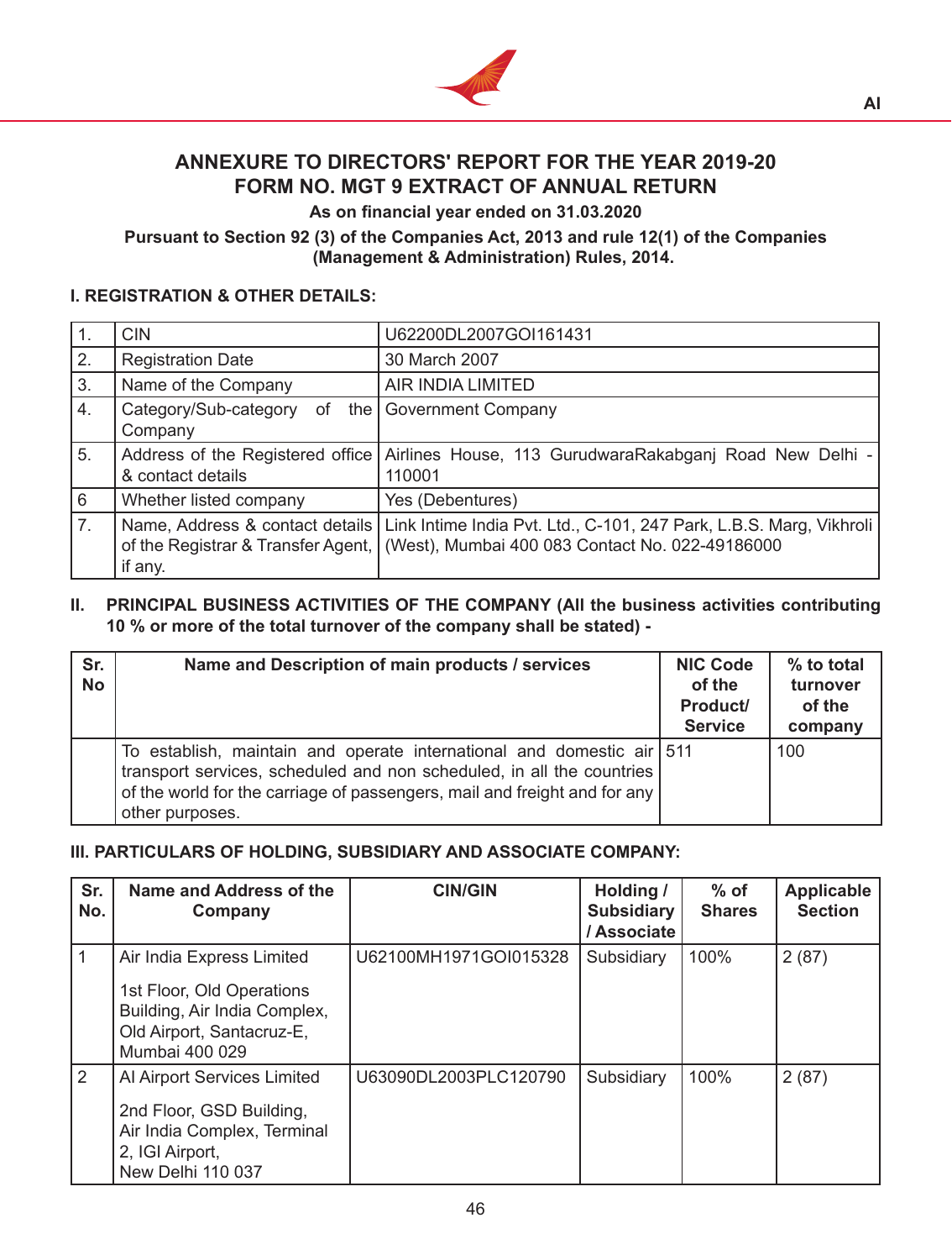# ANNEXURE TO DIRECTORS' REPORT FOR THE YEAR 2019-20
# FORM NO. MGT 9 EXTRACT OF ANNUAL RETURN

**As on financial year ended on 31.03.2020**

**Pursuant to Section 92 (3) of the Companies Act, 2013 and rule 12(1) of the Companies (Management & Administration) Rules, 2014.**

## I. REGISTRATION & OTHER DETAILS:

| | | |
|---|---|---|
| 1. | CIN | U62200DL2007GOI161431 |
| 2. | Registration Date | 30 March 2007 |
| 3. | Name of the Company | AIR INDIA LIMITED |
| 4. | Category/Sub-category of the Company | Government Company |
| 5. | Address of the Registered office & contact details | Airlines House, 113 GurudwaraRakabganj Road New Delhi - 110001 |
| 6 | Whether listed company | Yes (Debentures) |
| 7. | Name, Address & contact details of the Registrar & Transfer Agent, if any. | Link Intime India Pvt. Ltd., C-101, 247 Park, L.B.S. Marg, Vikhroli (West), Mumbai 400 083 Contact No. 022-49186000 |

## II. PRINCIPAL BUSINESS ACTIVITIES OF THE COMPANY (All the business activities contributing 10 % or more of the total turnover of the company shall be stated) -

| Sr. No | Name and Description of main products / services | NIC Code of the Product/ Service | % to total turnover of the company |
|---|---|---|---|
| | To establish, maintain and operate international and domestic air transport services, scheduled and non scheduled, in all the countries of the world for the carriage of passengers, mail and freight and for any other purposes. | 511 | 100 |

## III. PARTICULARS OF HOLDING, SUBSIDIARY AND ASSOCIATE COMPANY:

| Sr. No. | Name and Address of the Company | CIN/GIN | Holding / Subsidiary / Associate | % of Shares | Applicable Section |
|---|---|---|---|---|---|
| 1 | Air India Express Limited<br>1st Floor, Old Operations Building, Air India Complex, Old Airport, Santacruz-E, Mumbai 400 029 | U62100MH1971GOI015328 | Subsidiary | 100% | 2 (87) |
| 2 | AI Airport Services Limited<br>2nd Floor, GSD Building, Air India Complex, Terminal 2, IGI Airport, New Delhi 110 037 | U63090DL2003PLC120790 | Subsidiary | 100% | 2 (87) |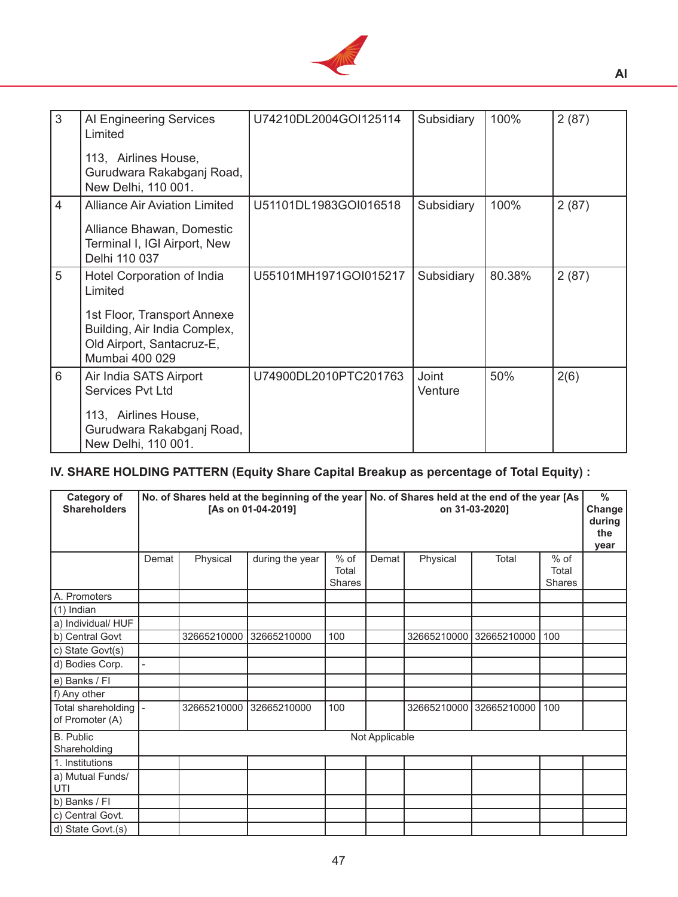| 3 | AI Engineering Services Limited<br><br>113, Airlines House, Gurudwara Rakabganj Road, New Delhi, 110 001. | U74210DL2004GOI125114 | Subsidiary | 100% | 2 (87) |
|---|---|---|---|---|---|
| 4 | Alliance Air Aviation Limited<br><br>Alliance Bhawan, Domestic Terminal I, IGI Airport, New Delhi 110 037 | U51101DL1983GOI016518 | Subsidiary | 100% | 2 (87) |
| 5 | Hotel Corporation of India Limited<br><br>1st Floor, Transport Annexe Building, Air India Complex, Old Airport, Santacruz-E, Mumbai 400 029 | U55101MH1971GOI015217 | Subsidiary | 80.38% | 2 (87) |
| 6 | Air India SATS Airport Services Pvt Ltd<br><br>113, Airlines House, Gurudwara Rakabganj Road, New Delhi, 110 001. | U74900DL2010PTC201763 | Joint Venture | 50% | 2(6) |

## IV. SHARE HOLDING PATTERN (Equity Share Capital Breakup as percentage of Total Equity) :

| Category of Shareholders | No. of Shares held at the beginning of the year [As on 01-04-2019] | | | | No. of Shares held at the end of the year [As on 31-03-2020] | | | | % Change during the year |
|---|---|---|---|---|---|---|---|---|---|
| | Demat | Physical | during the year | % of Total Shares | Demat | Physical | Total | % of Total Shares | |
| A. Promoters | | | | | | | | | |
| (1) Indian | | | | | | | | | |
| a) Individual/ HUF | | | | | | | | | |
| b) Central Govt | | 32665210000 | 32665210000 | 100 | | 32665210000 | 32665210000 | 100 | |
| c) State Govt(s) | | | | | | | | | |
| d) Bodies Corp. | - | | | | | | | | |
| e) Banks / FI | | | | | | | | | |
| f) Any other | | | | | | | | | |
| Total shareholding of Promoter (A) | - | 32665210000 | 32665210000 | 100 | | 32665210000 | 32665210000 | 100 | |
| B. Public Shareholding | Not Applicable | | | | | | | | |
| 1. Institutions | | | | | | | | | |
| a) Mutual Funds/ UTI | | | | | | | | | |
| b) Banks / FI | | | | | | | | | |
| c) Central Govt. | | | | | | | | | |
| d) State Govt.(s) | | | | | | | | | |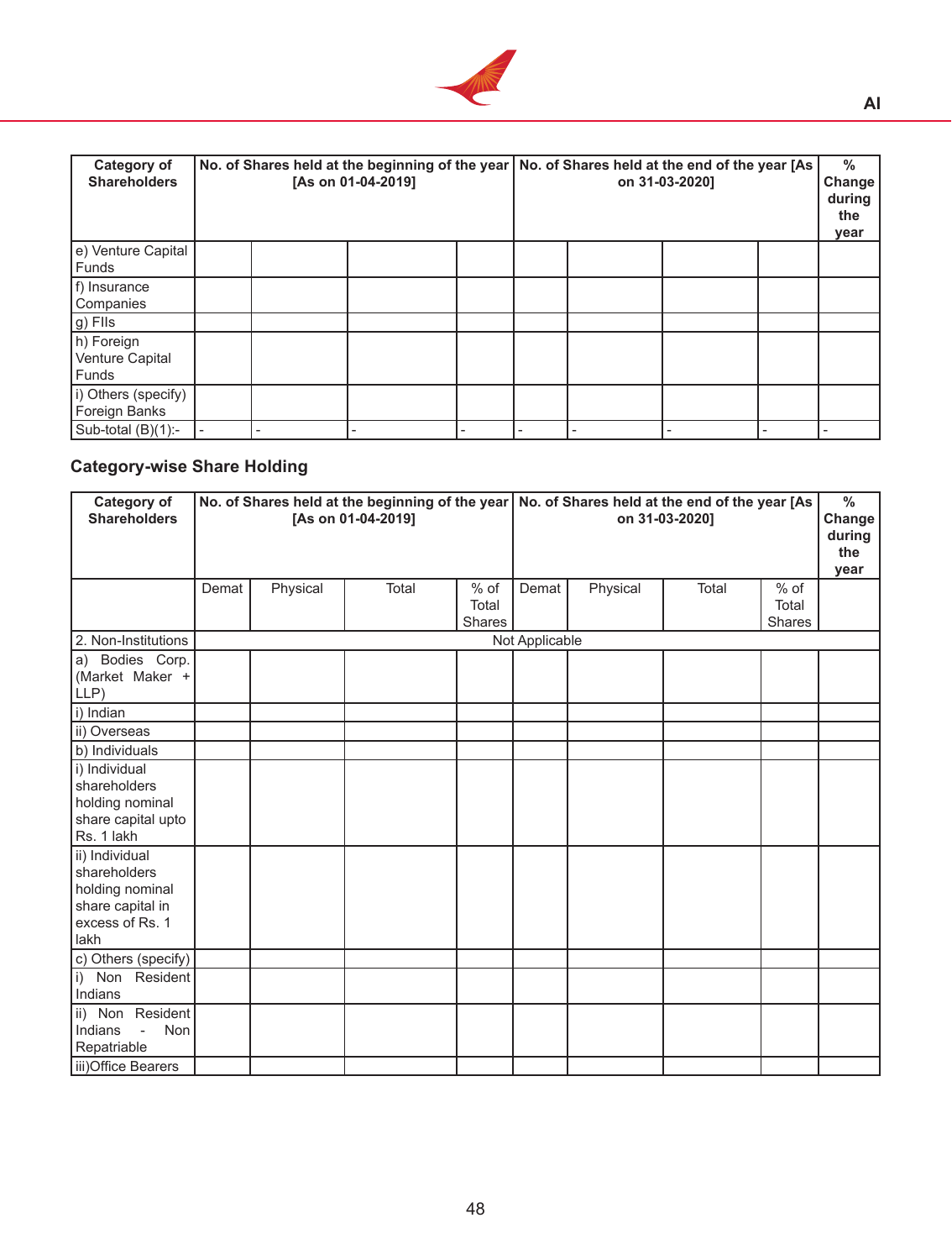| Category of Shareholders | No. of Shares held at the beginning of the year [As on 01-04-2019] | | | | No. of Shares held at the end of the year [As on 31-03-2020] | | | | % Change during the year |
|---|---|---|---|---|---|---|---|---|---|
| e) Venture Capital Funds | | | | | | | | | |
| f) Insurance Companies | | | | | | | | | |
| g) FIIs | | | | | | | | | |
| h) Foreign Venture Capital Funds | | | | | | | | | |
| i) Others (specify) Foreign Banks | | | | | | | | | |
| Sub-total (B)(1):- | - | - | - | - | - | - | - | - | - |

## Category-wise Share Holding

| Category of Shareholders | No. of Shares held at the beginning of the year [As on 01-04-2019] | | | | No. of Shares held at the end of the year [As on 31-03-2020] | | | | % Change during the year |
|---|---|---|---|---|---|---|---|---|---|
| | Demat | Physical | Total | % of Total Shares | Demat | Physical | Total | % of Total Shares | |
| 2. Non-Institutions | Not Applicable | | | | | | | | |
| a) Bodies Corp. (Market Maker + LLP) | | | | | | | | | |
| i) Indian | | | | | | | | | |
| ii) Overseas | | | | | | | | | |
| b) Individuals | | | | | | | | | |
| i) Individual shareholders holding nominal share capital upto Rs. 1 lakh | | | | | | | | | |
| ii) Individual shareholders holding nominal share capital in excess of Rs. 1 lakh | | | | | | | | | |
| c) Others (specify) | | | | | | | | | |
| i) Non Resident Indians | | | | | | | | | |
| ii) Non Resident Indians - Non Repatriable | | | | | | | | | |
| iii)Office Bearers | | | | | | | | | |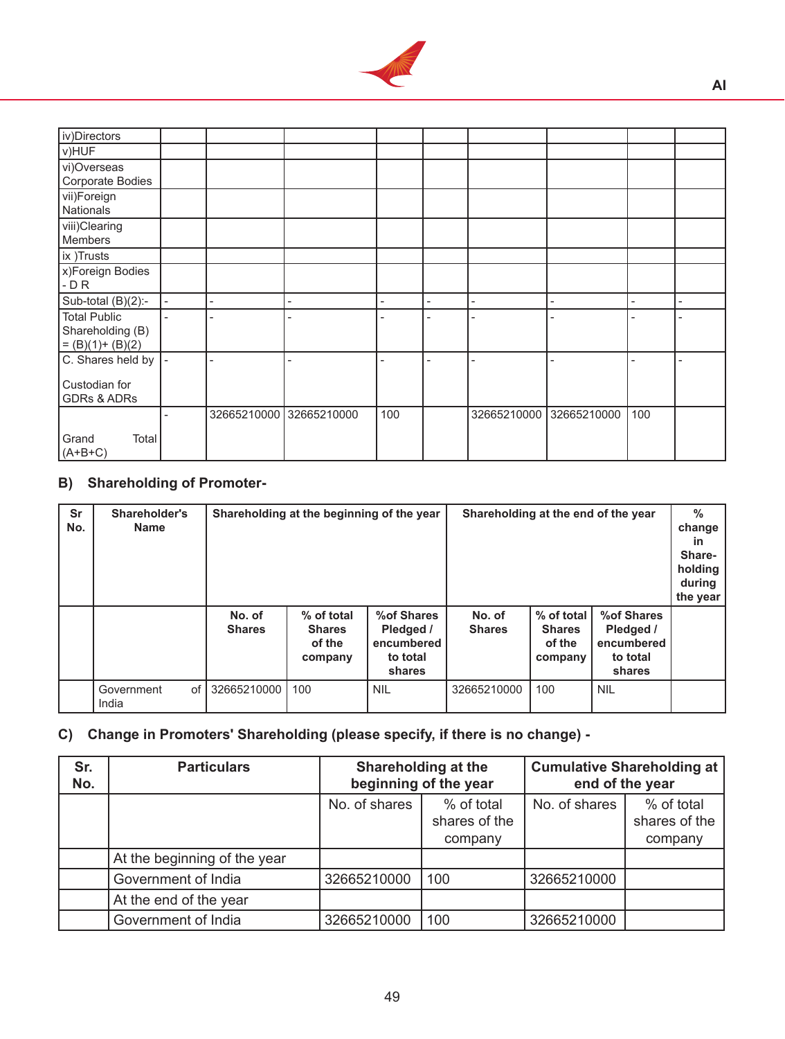| | | | | | | | | | |
|---|---|---|---|---|---|---|---|---|---|
| iv)Directors | | | | | | | | | |
| v)HUF | | | | | | | | | |
| vi)Overseas Corporate Bodies | | | | | | | | | |
| vii)Foreign Nationals | | | | | | | | | |
| viii)Clearing Members | | | | | | | | | |
| ix )Trusts | | | | | | | | | |
| x)Foreign Bodies - D R | | | | | | | | | |
| Sub-total (B)(2):- | - | - | - | - | - | - | - | - | - |
| Total Public Shareholding (B) = (B)(1)+ (B)(2) | - | - | - | - | - | - | - | - | - |
| C. Shares held by Custodian for GDRs & ADRs | - | - | - | - | - | - | - | - | - |
| Grand Total (A+B+C) | - | 32665210000 | 32665210000 | 100 | | 32665210000 | 32665210000 | 100 | |

## B) Shareholding of Promoter-

| Sr No. | Shareholder's Name | Shareholding at the beginning of the year | | | Shareholding at the end of the year | | | % change in Share-holding during the year |
|---|---|---|---|---|---|---|---|---|
| | | No. of Shares | % of total Shares of the company | %of Shares Pledged / encumbered to total shares | No. of Shares | % of total Shares of the company | %of Shares Pledged / encumbered to total shares | |
| | Government of India | 32665210000 | 100 | NIL | 32665210000 | 100 | NIL | |

## C) Change in Promoters' Shareholding (please specify, if there is no change) -

| Sr. No. | Particulars | Shareholding at the beginning of the year | | Cumulative Shareholding at end of the year | |
|---|---|---|---|---|---|
| | | No. of shares | % of total shares of the company | No. of shares | % of total shares of the company |
| | At the beginning of the year | | | | |
| | Government of India | 32665210000 | 100 | 32665210000 | |
| | At the end of the year | | | | |
| | Government of India | 32665210000 | 100 | 32665210000 | |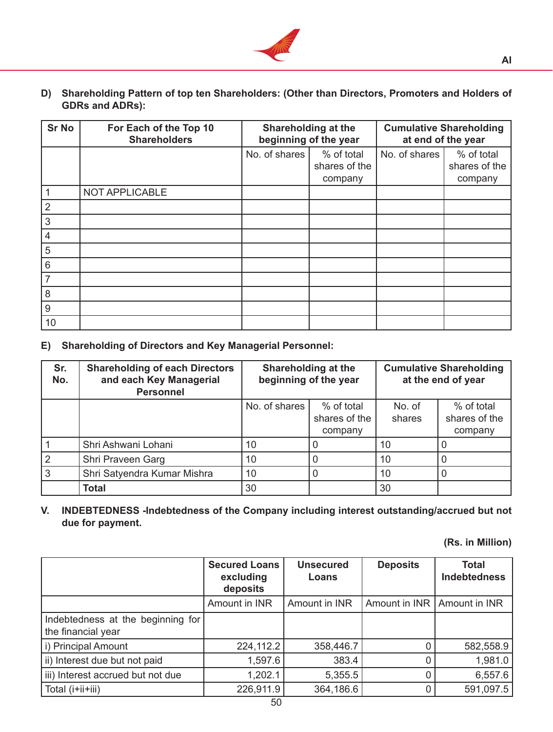**D) Shareholding Pattern of top ten Shareholders: (Other than Directors, Promoters and Holders of GDRs and ADRs):**

| Sr No | For Each of the Top 10 Shareholders | Shareholding at the beginning of the year | | Cumulative Shareholding at end of the year | |
|---|---|---|---|---|---|
| | | No. of shares | % of total shares of the company | No. of shares | % of total shares of the company |
| 1 | NOT APPLICABLE | | | | |
| 2 | | | | | |
| 3 | | | | | |
| 4 | | | | | |
| 5 | | | | | |
| 6 | | | | | |
| 7 | | | | | |
| 8 | | | | | |
| 9 | | | | | |
| 10 | | | | | |

**E) Shareholding of Directors and Key Managerial Personnel:**

| Sr. No. | Shareholding of each Directors and each Key Managerial Personnel | Shareholding at the beginning of the year | | Cumulative Shareholding at the end of year | |
|---|---|---|---|---|---|
| | | No. of shares | % of total shares of the company | No. of shares | % of total shares of the company |
| 1 | Shri Ashwani Lohani | 10 | 0 | 10 | 0 |
| 2 | Shri Praveen Garg | 10 | 0 | 10 | 0 |
| 3 | Shri Satyendra Kumar Mishra | 10 | 0 | 10 | 0 |
| | **Total** | 30 | | 30 | |

**V. INDEBTEDNESS -Indebtedness of the Company including interest outstanding/accrued but not due for payment.**

**(Rs. in Million)**

| | Secured Loans excluding deposits | Unsecured Loans | Deposits | Total Indebtedness |
|---|---|---|---|---|
| | Amount in INR | Amount in INR | Amount in INR | Amount in INR |
| Indebtedness at the beginning for the financial year | | | | |
| i) Principal Amount | 224,112.2 | 358,446.7 | 0 | 582,558.9 |
| ii) Interest due but not paid | 1,597.6 | 383.4 | 0 | 1,981.0 |
| iii) Interest accrued but not due | 1,202.1 | 5,355.5 | 0 | 6,557.6 |
| Total (i+ii+iii) | 226,911.9 | 364,186.6 | 0 | 591,097.5 |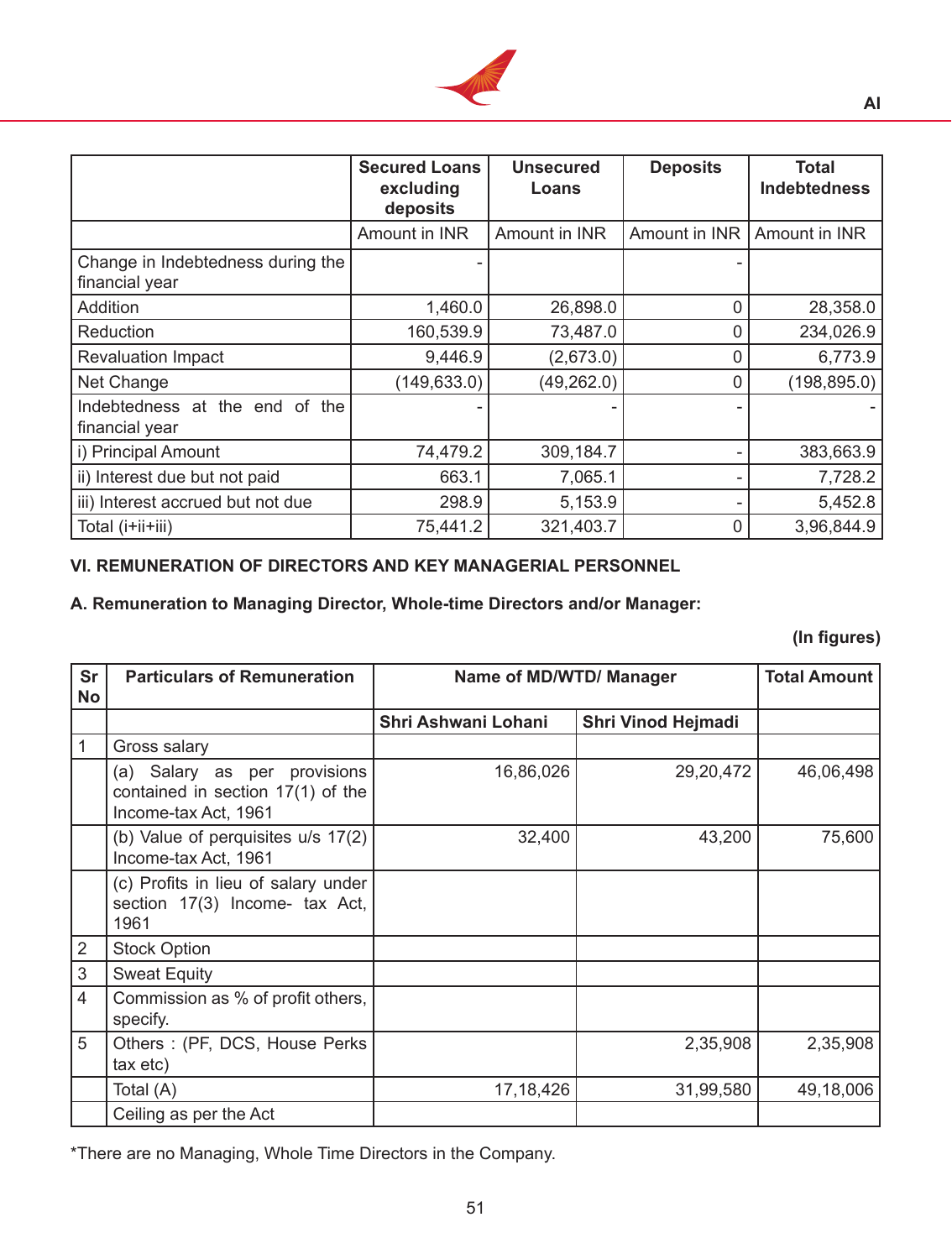| | Secured Loans excluding deposits | Unsecured Loans | Deposits | Total Indebtedness |
|---|---|---|---|---|
| | Amount in INR | Amount in INR | Amount in INR | Amount in INR |
| Change in Indebtedness during the financial year | - | | - | |
| Addition | 1,460.0 | 26,898.0 | 0 | 28,358.0 |
| Reduction | 160,539.9 | 73,487.0 | 0 | 234,026.9 |
| Revaluation Impact | 9,446.9 | (2,673.0) | 0 | 6,773.9 |
| Net Change | (149,633.0) | (49,262.0) | 0 | (198,895.0) |
| Indebtedness at the end of the financial year | - | - | - | - |
| i) Principal Amount | 74,479.2 | 309,184.7 | - | 383,663.9 |
| ii) Interest due but not paid | 663.1 | 7,065.1 | - | 7,728.2 |
| iii) Interest accrued but not due | 298.9 | 5,153.9 | - | 5,452.8 |
| Total (i+ii+iii) | 75,441.2 | 321,403.7 | 0 | 3,96,844.9 |

**VI. REMUNERATION OF DIRECTORS AND KEY MANAGERIAL PERSONNEL**

**A. Remuneration to Managing Director, Whole-time Directors and/or Manager:**

**(In figures)**

| Sr No | Particulars of Remuneration | Name of MD/WTD/ Manager | | Total Amount |
|---|---|---|---|---|
| | | **Shri Ashwani Lohani** | **Shri Vinod Hejmadi** | |
| 1 | Gross salary | | | |
| | (a) Salary as per provisions contained in section 17(1) of the Income-tax Act, 1961 | 16,86,026 | 29,20,472 | 46,06,498 |
| | (b) Value of perquisites u/s 17(2) Income-tax Act, 1961 | 32,400 | 43,200 | 75,600 |
| | (c) Profits in lieu of salary under section 17(3) Income- tax Act, 1961 | | | |
| 2 | Stock Option | | | |
| 3 | Sweat Equity | | | |
| 4 | Commission as % of profit others, specify. | | | |
| 5 | Others : (PF, DCS, House Perks tax etc) | | 2,35,908 | 2,35,908 |
| | Total (A) | 17,18,426 | 31,99,580 | 49,18,006 |
| | Ceiling as per the Act | | | |

*There are no Managing, Whole Time Directors in the Company.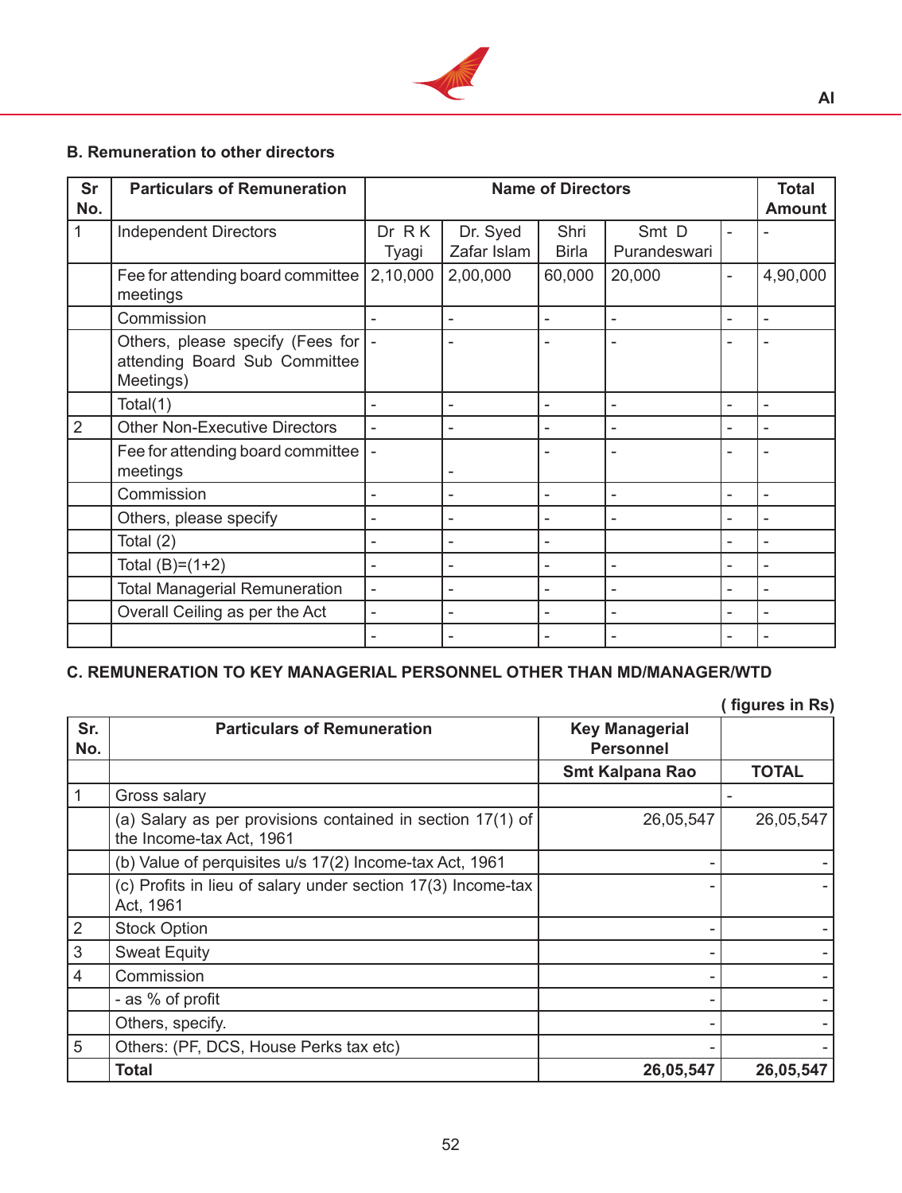### B. Remuneration to other directors

| Sr No. | Particulars of Remuneration | Name of Directors | | | | | Total Amount |
|---|---|---|---|---|---|---|---|
| 1 | Independent Directors | Dr R K Tyagi | Dr. Syed Zafar Islam | Shri Birla | Smt D Purandeswari | - | - |
| | Fee for attending board committee meetings | 2,10,000 | 2,00,000 | 60,000 | 20,000 | - | 4,90,000 |
| | Commission | - | - | - | - | - | - |
| | Others, please specify (Fees for attending Board Sub Committee Meetings) | - | - | - | - | - | - |
| | Total(1) | - | - | - | - | - | - |
| 2 | Other Non-Executive Directors | - | - | - | - | - | - |
| | Fee for attending board committee meetings | - | - | - | - | - | - |
| | Commission | - | - | - | - | - | - |
| | Others, please specify | - | - | - | - | - | - |
| | Total (2) | - | - | - | | - | - |
| | Total (B)=(1+2) | - | - | - | - | - | - |
| | Total Managerial Remuneration | - | - | - | - | - | - |
| | Overall Ceiling as per the Act | - | - | - | - | - | - |
| | | - | - | - | - | - | - |

### C. REMUNERATION TO KEY MANAGERIAL PERSONNEL OTHER THAN MD/MANAGER/WTD

( figures in Rs)

| Sr. No. | Particulars of Remuneration | Key Managerial Personnel | |
|---|---|---|---|
| | | Smt Kalpana Rao | TOTAL |
| 1 | Gross salary | | - |
| | (a) Salary as per provisions contained in section 17(1) of the Income-tax Act, 1961 | 26,05,547 | 26,05,547 |
| | (b) Value of perquisites u/s 17(2) Income-tax Act, 1961 | - | - |
| | (c) Profits in lieu of salary under section 17(3) Income-tax Act, 1961 | - | - |
| 2 | Stock Option | - | - |
| 3 | Sweat Equity | - | - |
| 4 | Commission | - | - |
| | - as % of profit | - | - |
| | Others, specify. | - | - |
| 5 | Others: (PF, DCS, House Perks tax etc) | - | - |
| | **Total** | **26,05,547** | **26,05,547** |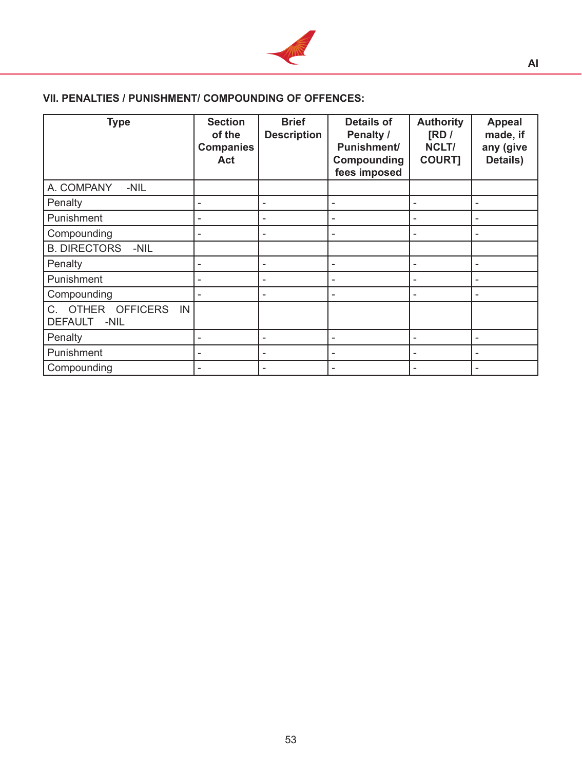**VII. PENALTIES / PUNISHMENT/ COMPOUNDING OF OFFENCES:**

| Type | Section of the Companies Act | Brief Description | Details of Penalty / Punishment/ Compounding fees imposed | Authority [RD / NCLT/ COURT] | Appeal made, if any (give Details) |
|---|---|---|---|---|---|
| A. COMPANY -NIL | | | | | |
| Penalty | - | - | - | - | - |
| Punishment | - | - | - | - | - |
| Compounding | - | - | - | - | - |
| B. DIRECTORS -NIL | | | | | |
| Penalty | - | - | - | - | - |
| Punishment | - | - | - | - | - |
| Compounding | - | - | - | - | - |
| C. OTHER OFFICERS IN DEFAULT -NIL | | | | | |
| Penalty | - | - | - | - | - |
| Punishment | - | - | - | - | - |
| Compounding | - | - | - | - | - |